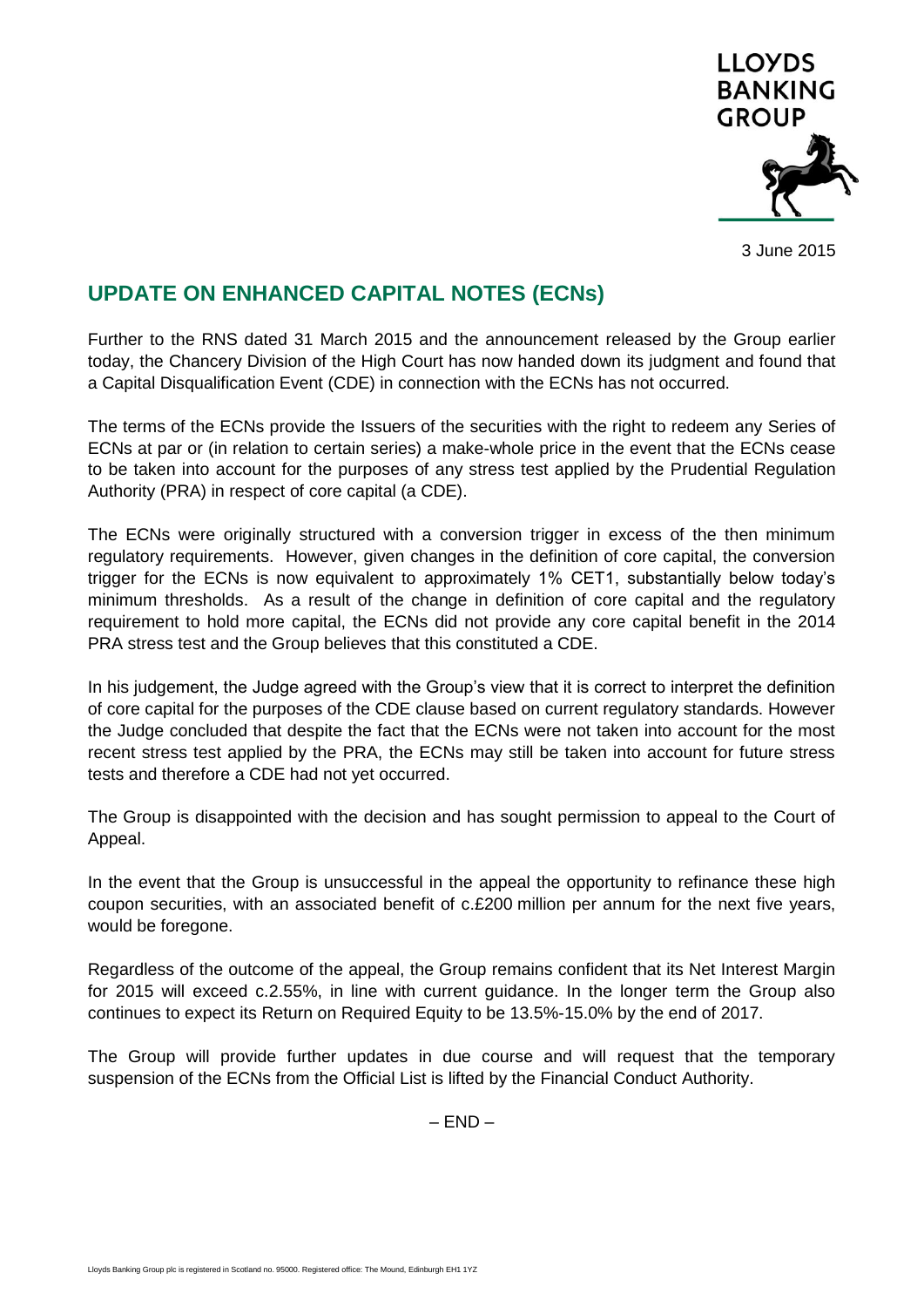LLOYDS BANKING GROUP

3 June 2015

## UPDATE ON ENHANCED CAPITAL NOTES (ECNs)

Further to the RNS dated 31 March 2015 and the announcement released by the Group earlier today, the Chancery Division of the High Court has now handed down its judgment and found that a Capital Disqualification Event (CDE) in connection with the ECNs has not occurred.

The terms of the ECNs provide the Issuers of the securities with the right to redeem any Series of ECNs at par or (in relation to certain series) a make-whole price in the event that the ECNs cease to be taken into account for the purposes of any stress test applied by the Prudential Regulation Authority (PRA) in respect of core capital (a CDE).

The ECNs were originally structured with a conversion trigger in excess of the then minimum regulatory requirements. However, given changes in the definition of core capital, the conversion trigger for the ECNs is now equivalent to approximately 1% CET1, substantially below today's minimum thresholds. As a result of the change in definition of core capital and the regulatory requirement to hold more capital, the ECNs did not provide any core capital benefit in the 2014 PRA stress test and the Group believes that this constituted a CDE.

In his judgement, the Judge agreed with the Group's view that it is correct to interpret the definition of core capital for the purposes of the CDE clause based on current regulatory standards. However the Judge concluded that despite the fact that the ECNs were not taken into account for the most recent stress test applied by the PRA, the ECNs may still be taken into account for future stress tests and therefore a CDE had not yet occurred.

The Group is disappointed with the decision and has sought permission to appeal to the Court of Appeal.

In the event that the Group is unsuccessful in the appeal the opportunity to refinance these high coupon securities, with an associated benefit of c.£200 million per annum for the next five years, would be foregone.

Regardless of the outcome of the appeal, the Group remains confident that its Net Interest Margin for 2015 will exceed c.2.55%, in line with current guidance. In the longer term the Group also continues to expect its Return on Required Equity to be 13.5%-15.0% by the end of 2017.

The Group will provide further updates in due course and will request that the temporary suspension of the ECNs from the Official List is lifted by the Financial Conduct Authority.

– END –

Lloyds Banking Group plc is registered in Scotland no. 95000. Registered office: The Mound, Edinburgh EH1 1YZ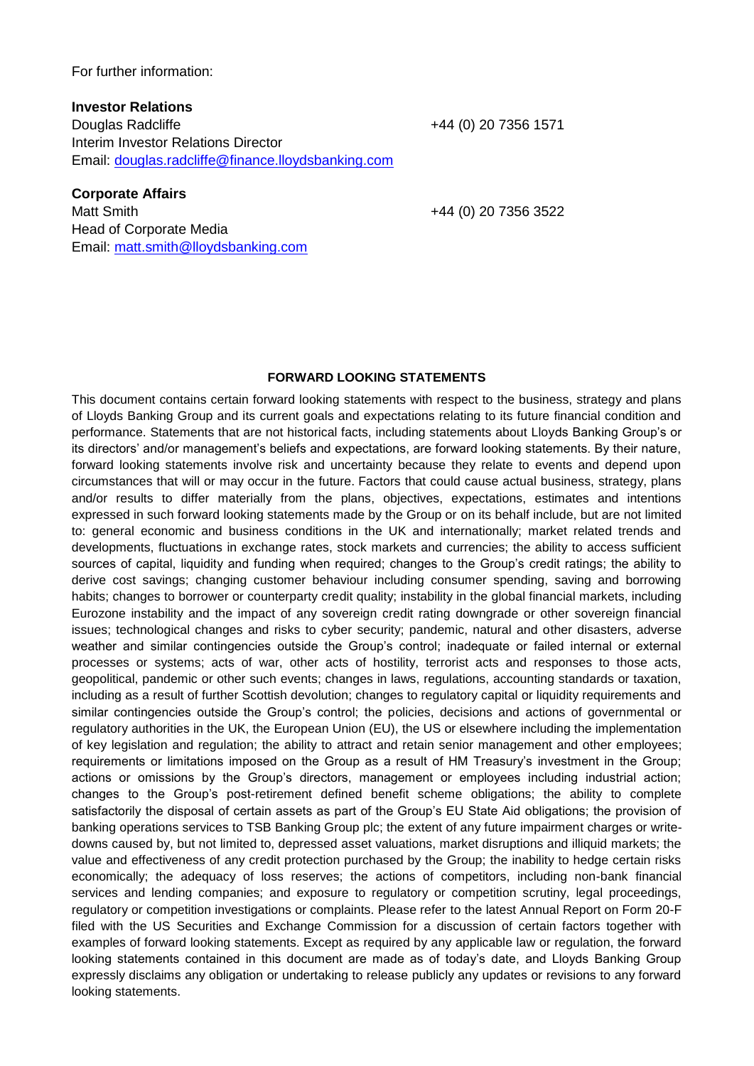For further information:

**Investor Relations**
Douglas Radcliffe +44 (0) 20 7356 1571
Interim Investor Relations Director
Email: douglas.radcliffe@finance.lloydsbanking.com

**Corporate Affairs**
Matt Smith +44 (0) 20 7356 3522
Head of Corporate Media
Email: matt.smith@lloydsbanking.com

**FORWARD LOOKING STATEMENTS**

This document contains certain forward looking statements with respect to the business, strategy and plans of Lloyds Banking Group and its current goals and expectations relating to its future financial condition and performance. Statements that are not historical facts, including statements about Lloyds Banking Group's or its directors' and/or management's beliefs and expectations, are forward looking statements. By their nature, forward looking statements involve risk and uncertainty because they relate to events and depend upon circumstances that will or may occur in the future. Factors that could cause actual business, strategy, plans and/or results to differ materially from the plans, objectives, expectations, estimates and intentions expressed in such forward looking statements made by the Group or on its behalf include, but are not limited to: general economic and business conditions in the UK and internationally; market related trends and developments, fluctuations in exchange rates, stock markets and currencies; the ability to access sufficient sources of capital, liquidity and funding when required; changes to the Group's credit ratings; the ability to derive cost savings; changing customer behaviour including consumer spending, saving and borrowing habits; changes to borrower or counterparty credit quality; instability in the global financial markets, including Eurozone instability and the impact of any sovereign credit rating downgrade or other sovereign financial issues; technological changes and risks to cyber security; pandemic, natural and other disasters, adverse weather and similar contingencies outside the Group's control; inadequate or failed internal or external processes or systems; acts of war, other acts of hostility, terrorist acts and responses to those acts, geopolitical, pandemic or other such events; changes in laws, regulations, accounting standards or taxation, including as a result of further Scottish devolution; changes to regulatory capital or liquidity requirements and similar contingencies outside the Group's control; the policies, decisions and actions of governmental or regulatory authorities in the UK, the European Union (EU), the US or elsewhere including the implementation of key legislation and regulation; the ability to attract and retain senior management and other employees; requirements or limitations imposed on the Group as a result of HM Treasury's investment in the Group; actions or omissions by the Group's directors, management or employees including industrial action; changes to the Group's post-retirement defined benefit scheme obligations; the ability to complete satisfactorily the disposal of certain assets as part of the Group's EU State Aid obligations; the provision of banking operations services to TSB Banking Group plc; the extent of any future impairment charges or write-downs caused by, but not limited to, depressed asset valuations, market disruptions and illiquid markets; the value and effectiveness of any credit protection purchased by the Group; the inability to hedge certain risks economically; the adequacy of loss reserves; the actions of competitors, including non-bank financial services and lending companies; and exposure to regulatory or competition scrutiny, legal proceedings, regulatory or competition investigations or complaints. Please refer to the latest Annual Report on Form 20-F filed with the US Securities and Exchange Commission for a discussion of certain factors together with examples of forward looking statements. Except as required by any applicable law or regulation, the forward looking statements contained in this document are made as of today's date, and Lloyds Banking Group expressly disclaims any obligation or undertaking to release publicly any updates or revisions to any forward looking statements.